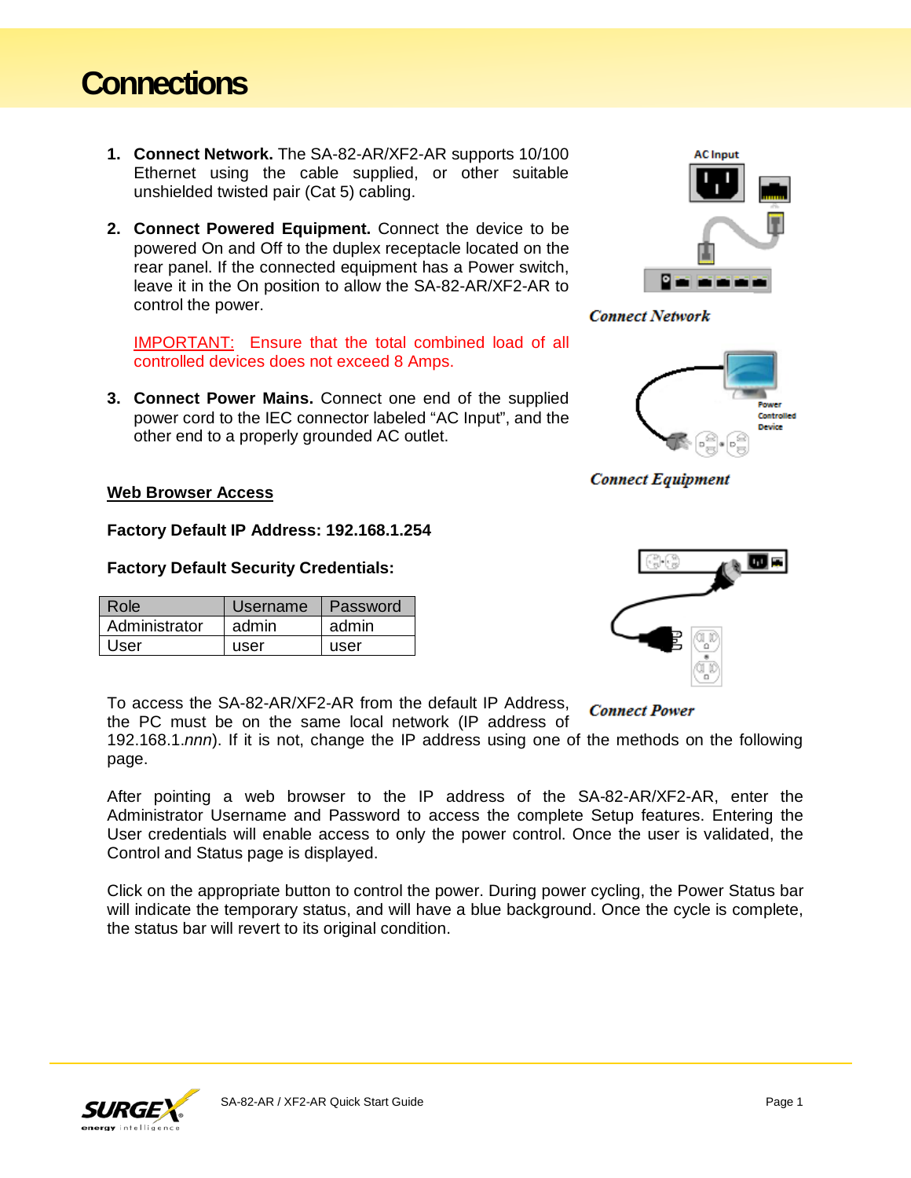# Connections

1. **Connect Network.** The SA-82-AR/XF2-AR supports 10/100 Ethernet using the cable supplied, or other suitable unshielded twisted pair (Cat 5) cabling.

2. **Connect Powered Equipment.** Connect the device to be powered On and Off to the duplex receptacle located on the rear panel. If the connected equipment has a Power switch, leave it in the On position to allow the SA-82-AR/XF2-AR to control the power.

   IMPORTANT: Ensure that the total combined load of all controlled devices does not exceed 8 Amps.

3. **Connect Power Mains.** Connect one end of the supplied power cord to the IEC connector labeled "AC Input", and the other end to a properly grounded AC outlet.

AC Input

*Connect Network*

Power Controlled Device

*Connect Equipment*

*Connect Power*

## Web Browser Access

**Factory Default IP Address: 192.168.1.254**

**Factory Default Security Credentials:**

| Role | Username | Password |
|---|---|---|
| Administrator | admin | admin |
| User | user | user |

To access the SA-82-AR/XF2-AR from the default IP Address, the PC must be on the same local network (IP address of 192.168.1.*nnn*). If it is not, change the IP address using one of the methods on the following page.

After pointing a web browser to the IP address of the SA-82-AR/XF2-AR, enter the Administrator Username and Password to access the complete Setup features. Entering the User credentials will enable access to only the power control. Once the user is validated, the Control and Status page is displayed.

Click on the appropriate button to control the power. During power cycling, the Power Status bar will indicate the temporary status, and will have a blue background. Once the cycle is complete, the status bar will revert to its original condition.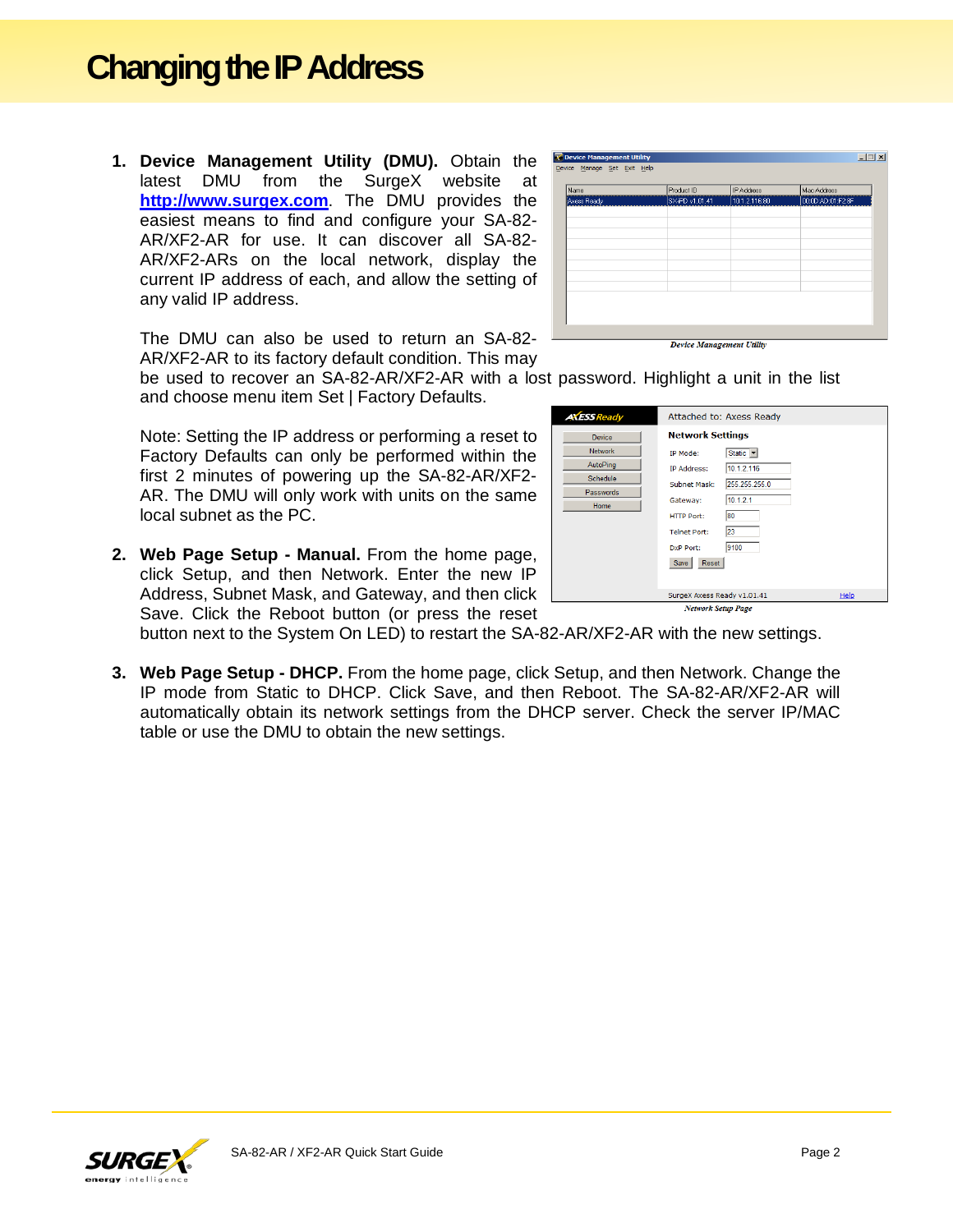# Changing the IP Address

1. **Device Management Utility (DMU).** Obtain the latest DMU from the SurgeX website at **http://www.surgex.com**. The DMU provides the easiest means to find and configure your SA-82-AR/XF2-AR for use. It can discover all SA-82-AR/XF2-ARs on the local network, display the current IP address of each, and allow the setting of any valid IP address.

   The DMU can also be used to return an SA-82-AR/XF2-AR to its factory default condition. This may be used to recover an SA-82-AR/XF2-AR with a lost password. Highlight a unit in the list and choose menu item Set | Factory Defaults.

   Note: Setting the IP address or performing a reset to Factory Defaults can only be performed within the first 2 minutes of powering up the SA-82-AR/XF2-AR. The DMU will only work with units on the same local subnet as the PC.

*Device Management Utility*

2. **Web Page Setup - Manual.** From the home page, click Setup, and then Network. Enter the new IP Address, Subnet Mask, and Gateway, and then click Save. Click the Reboot button (or press the reset button next to the System On LED) to restart the SA-82-AR/XF2-AR with the new settings.

*Network Setup Page*

3. **Web Page Setup - DHCP.** From the home page, click Setup, and then Network. Change the IP mode from Static to DHCP. Click Save, and then Reboot. The SA-82-AR/XF2-AR will automatically obtain its network settings from the DHCP server. Check the server IP/MAC table or use the DMU to obtain the new settings.